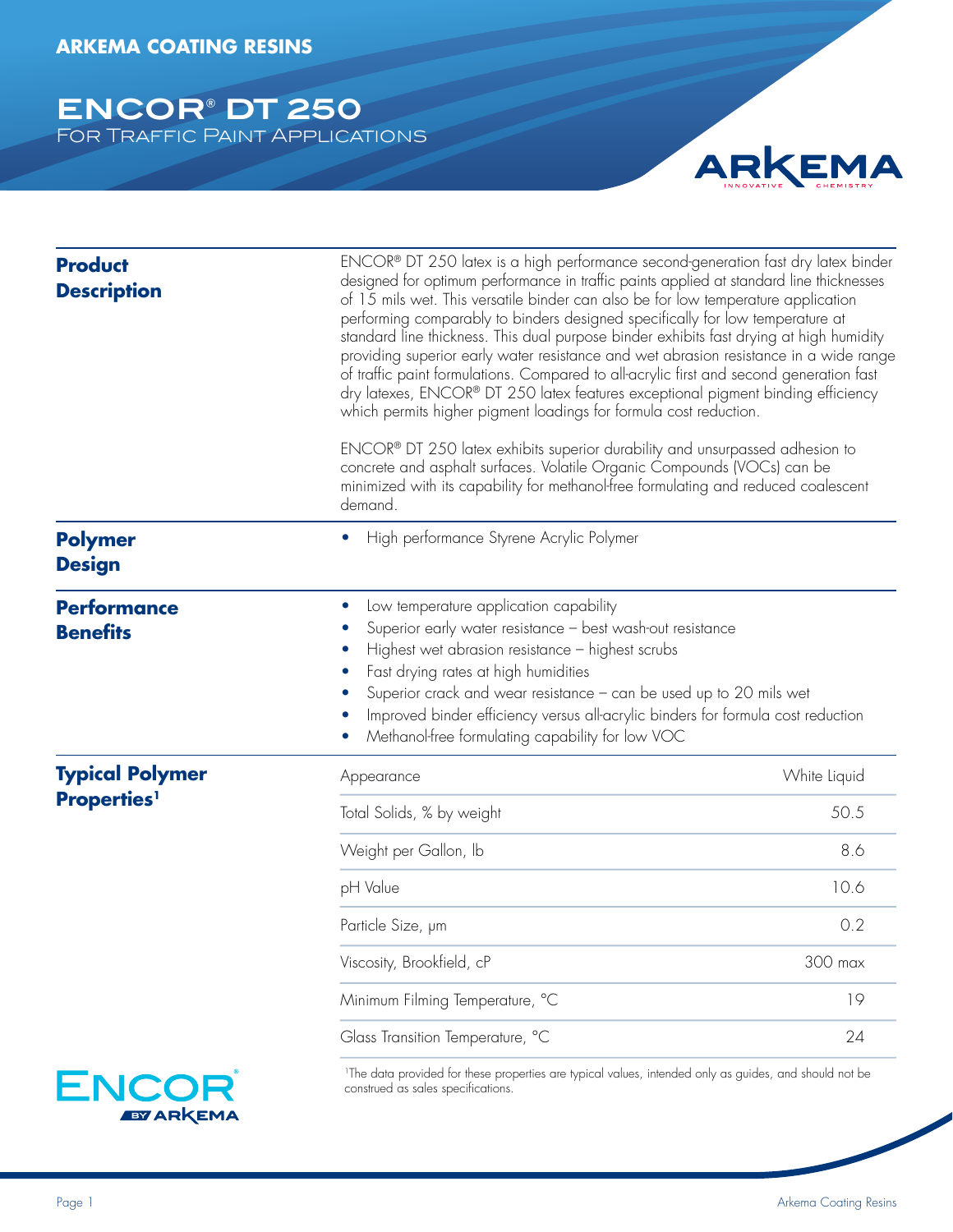**ARKEMA COATING RESINS**

# ENCOR® DT 250

## For Traffic Paint Applications

### Product Description

ENCOR® DT 250 latex is a high performance second-generation fast dry latex binder designed for optimum performance in traffic paints applied at standard line thicknesses of 15 mils wet. This versatile binder can also be for low temperature application performing comparably to binders designed specifically for low temperature at standard line thickness. This dual purpose binder exhibits fast drying at high humidity providing superior early water resistance and wet abrasion resistance in a wide range of traffic paint formulations. Compared to all-acrylic first and second generation fast dry latexes, ENCOR® DT 250 latex features exceptional pigment binding efficiency which permits higher pigment loadings for formula cost reduction.

ENCOR® DT 250 latex exhibits superior durability and unsurpassed adhesion to concrete and asphalt surfaces. Volatile Organic Compounds (VOCs) can be minimized with its capability for methanol-free formulating and reduced coalescent demand.

### Polymer Design

- High performance Styrene Acrylic Polymer

### Performance Benefits

- Low temperature application capability
- Superior early water resistance – best wash-out resistance
- Highest wet abrasion resistance – highest scrubs
- Fast drying rates at high humidities
- Superior crack and wear resistance – can be used up to 20 mils wet
- Improved binder efficiency versus all-acrylic binders for formula cost reduction
- Methanol-free formulating capability for low VOC

### Typical Polymer Properties[1]

| | |
|---|---|
| Appearance | White Liquid |
| Total Solids, % by weight | 50.5 |
| Weight per Gallon, lb | 8.6 |
| pH Value | 10.6 |
| Particle Size, µm | 0.2 |
| Viscosity, Brookfield, cP | 300 max |
| Minimum Filming Temperature, °C | 19 |
| Glass Transition Temperature, °C | 24 |

[1]The data provided for these properties are typical values, intended only as guides, and should not be construed as sales specifications.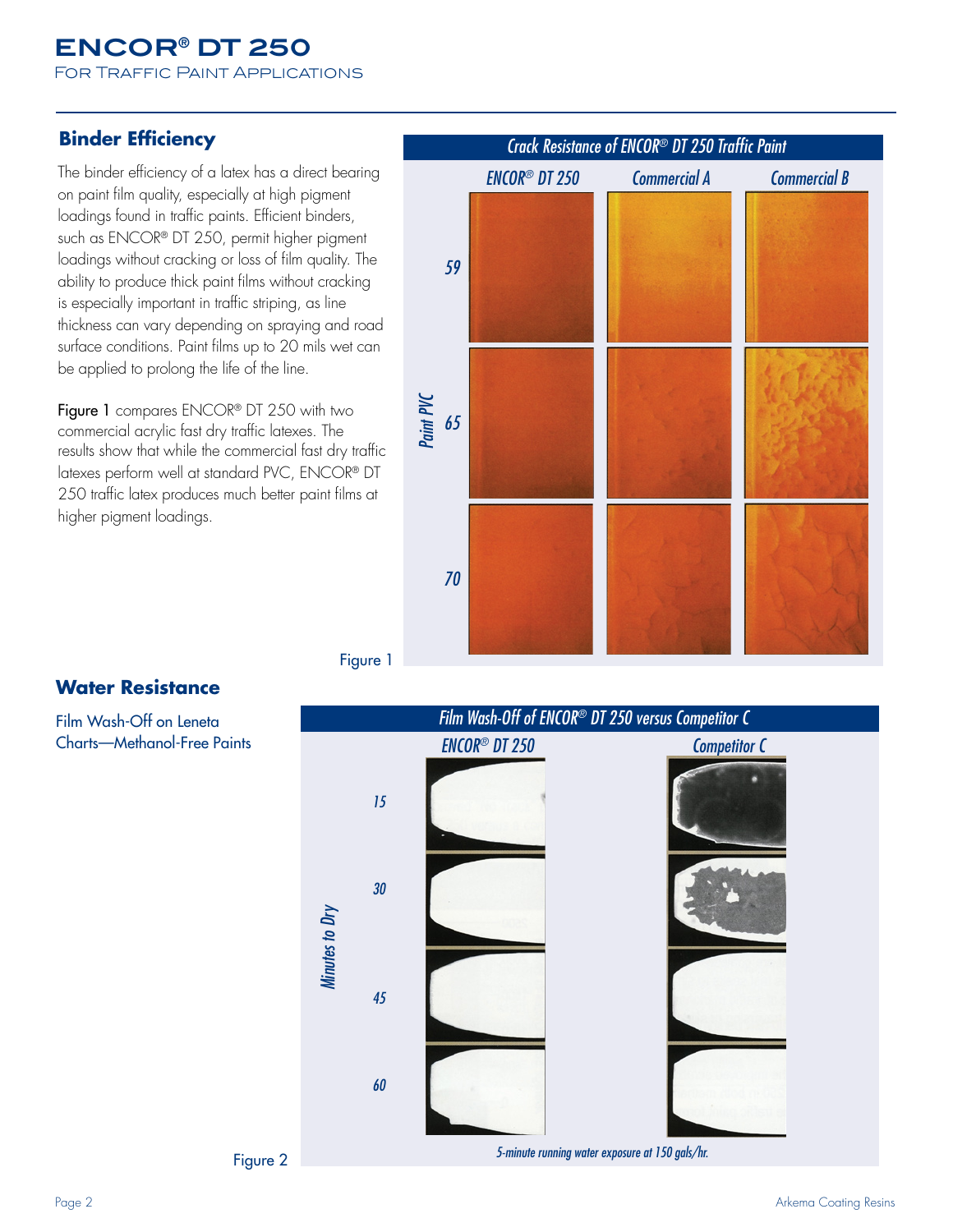## Binder Efficiency

The binder efficiency of a latex has a direct bearing on paint film quality, especially at high pigment loadings found in traffic paints. Efficient binders, such as ENCOR® DT 250, permit higher pigment loadings without cracking or loss of film quality. The ability to produce thick paint films without cracking is especially important in traffic striping, as line thickness can vary depending on spraying and road surface conditions. Paint films up to 20 mils wet can be applied to prolong the life of the line.

Figure 1 compares ENCOR® DT 250 with two commercial acrylic fast dry traffic latexes. The results show that while the commercial fast dry traffic latexes perform well at standard PVC, ENCOR® DT 250 traffic latex produces much better paint films at higher pigment loadings.

*Crack Resistance of ENCOR® DT 250 Traffic Paint*

*ENCOR® DT 250*
*Commercial A*
*Commercial B*

*Paint PVC*
*59*
*65*
*70*

Figure 1

## Water Resistance

Film Wash-Off on Leneta Charts—Methanol-Free Paints

*Film Wash-Off of ENCOR® DT 250 versus Competitor C*

*ENCOR® DT 250*
*Competitor C*

*Minutes to Dry*
*15*
*30*
*45*
*60*

*5-minute running water exposure at 150 gals/hr.*

Figure 2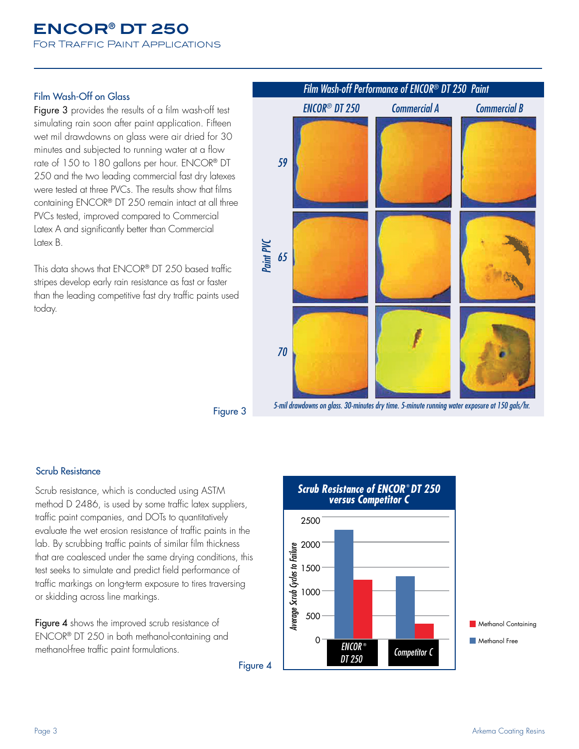# ENCOR® DT 250

For Traffic Paint Applications

## Film Wash-Off on Glass

Figure 3 provides the results of a film wash-off test simulating rain soon after paint application. Fifteen wet mil drawdowns on glass were air dried for 30 minutes and subjected to running water at a flow rate of 150 to 180 gallons per hour. ENCOR® DT 250 and the two leading commercial fast dry latexes were tested at three PVCs. The results show that films containing ENCOR® DT 250 remain intact at all three PVCs tested, improved compared to Commercial Latex A and significantly better than Commercial Latex B.

This data shows that ENCOR® DT 250 based traffic stripes develop early rain resistance as fast or faster than the leading competitive fast dry traffic paints used today.

Film Wash-off Performance of ENCOR® DT 250 Paint

ENCOR® DT 250

Commercial A

Commercial B

Paint PVC

59

65

70

5-mil drawdowns on glass. 30-minutes dry time. 5-minute running water exposure at 150 gals/hr.

Figure 3

## Scrub Resistance

Scrub resistance, which is conducted using ASTM method D 2486, is used by some traffic latex suppliers, traffic paint companies, and DOTs to quantitatively evaluate the wet erosion resistance of traffic paints in the lab. By scrubbing traffic paints of similar film thickness that are coalesced under the same drying conditions, this test seeks to simulate and predict field performance of traffic markings on long-term exposure to tires traversing or skidding across line markings.

Figure 4 shows the improved scrub resistance of ENCOR® DT 250 in both methanol-containing and methanol-free traffic paint formulations.

Scrub Resistance of ENCOR® DT 250 versus Competitor C

Average Scrub Cycles to Failure

2500

2000

1500

1000

500

0

ENCOR® DT 250

Competitor C

Methanol Containing

Methanol Free

Figure 4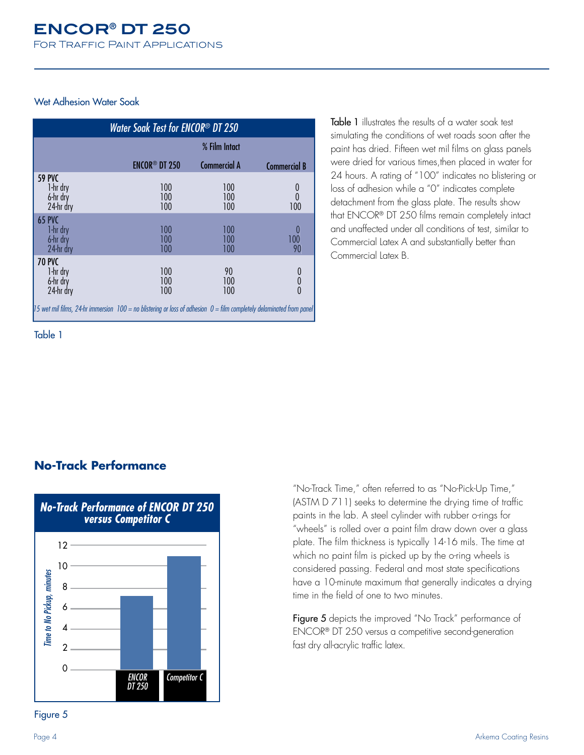## Wet Adhesion Water Soak

| Water Soak Test for ENCOR® DT 250 | | | |
|---|---|---|---|
| | % Film Intact | | |
| | ENCOR® DT 250 | Commercial A | Commercial B |
| **59 PVC** | | | |
| 1-hr dry | 100 | 100 | 0 |
| 6-hr dry | 100 | 100 | 0 |
| 24-hr dry | 100 | 100 | 100 |
| **65 PVC** | | | |
| 1-hr dry | 100 | 100 | 0 |
| 6-hr dry | 100 | 100 | 100 |
| 24-hr dry | 100 | 100 | 90 |
| **70 PVC** | | | |
| 1-hr dry | 100 | 90 | 0 |
| 6-hr dry | 100 | 100 | 0 |
| 24-hr dry | 100 | 100 | 0 |

*15 wet mil films, 24-hr immersion 100 = no blistering or loss of adhesion 0 = film completely delaminated from panel*

Table 1

**Table 1** illustrates the results of a water soak test simulating the conditions of wet roads soon after the paint has dried. Fifteen wet mil films on glass panels were dried for various times,then placed in water for 24 hours. A rating of "100" indicates no blistering or loss of adhesion while a "0" indicates complete detachment from the glass plate. The results show that ENCOR® DT 250 films remain completely intact and unaffected under all conditions of test, similar to Commercial Latex A and substantially better than Commercial Latex B.

## No-Track Performance

**No-Track Performance of ENCOR DT 250 versus Competitor C**

12
10
8
6
4
2
0

Time to No Pickup, minutes

ENCOR DT 250

Competitor C

Figure 5

"No-Track Time," often referred to as "No-Pick-Up Time," (ASTM D 711) seeks to determine the drying time of traffic paints in the lab. A steel cylinder with rubber o-rings for "wheels" is rolled over a paint film draw down over a glass plate. The film thickness is typically 14-16 mils. The time at which no paint film is picked up by the o-ring wheels is considered passing. Federal and most state specifications have a 10-minute maximum that generally indicates a drying time in the field of one to two minutes.

**Figure 5** depicts the improved "No Track" performance of ENCOR® DT 250 versus a competitive second-generation fast dry all-acrylic traffic latex.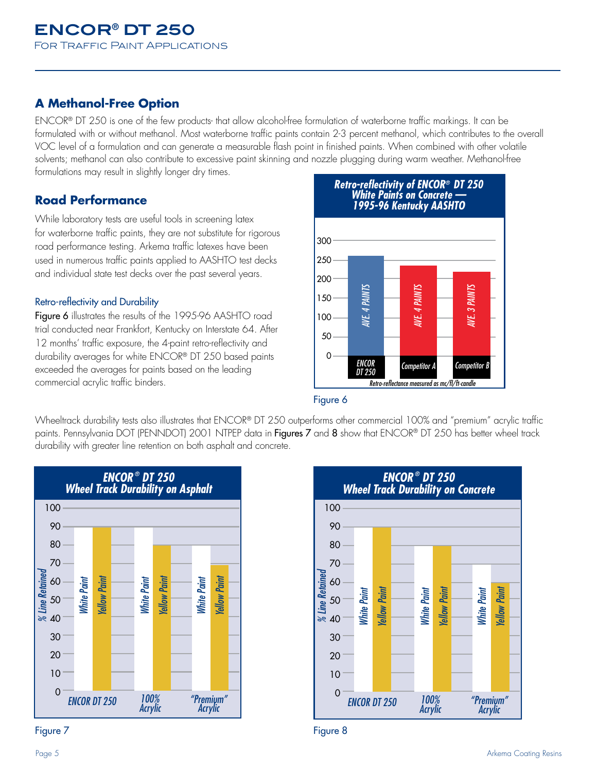# ENCOR® DT 250

For Traffic Paint Applications

## A Methanol-Free Option

ENCOR® DT 250 is one of the few products- that allow alcohol-free formulation of waterborne traffic markings. It can be formulated with or without methanol. Most waterborne traffic paints contain 2-3 percent methanol, which contributes to the overall VOC level of a formulation and can generate a measurable flash point in finished paints. When combined with other volatile solvents; methanol can also contribute to excessive paint skinning and nozzle plugging during warm weather. Methanol-free formulations may result in slightly longer dry times.

## Road Performance

While laboratory tests are useful tools in screening latex for waterborne traffic paints, they are not substitute for rigorous road performance testing. Arkema traffic latexes have been used in numerous traffic paints applied to AASHTO test decks and individual state test decks over the past several years.

### Retro-reflectivity and Durability

Figure 6 illustrates the results of the 1995-96 AASHTO road trial conducted near Frankfort, Kentucky on Interstate 64. After 12 months' traffic exposure, the 4-paint retro-reflectivity and durability averages for white ENCOR® DT 250 based paints exceeded the averages for paints based on the leading commercial acrylic traffic binders.

**Retro-reflectivity of ENCOR® DT 250 White Paints on Concrete — 1995-96 Kentucky AASHTO**

300
250
200
150
100
50
0

AVE. 4 PAINTS
AVE. 4 PAINTS
AVE. 3 PAINTS

ENCOR DT 250
Competitor A
Competitor B

Retro-reflectance measured as mc/fl/ft-candle

Figure 6

Wheeltrack durability tests also illustrates that ENCOR® DT 250 outperforms other commercial 100% and "premium" acrylic traffic paints. Pennsylvania DOT (PENNDOT) 2001 NTPEP data in Figures 7 and 8 show that ENCOR® DT 250 has better wheel track durability with greater line retention on both asphalt and concrete.

**ENCOR® DT 250 Wheel Track Durability on Asphalt**

% Line Retained

100
90
80
70
60
50
40
30
20
10
0

White Paint
Yellow Paint

ENCOR DT 250
100% Acrylic
"Premium" Acrylic

Figure 7

**ENCOR® DT 250 Wheel Track Durability on Concrete**

% Line Retained

100
90
80
70
60
50
40
30
20
10
0

White Paint
Yellow Paint

ENCOR DT 250
100% Acrylic
"Premium" Acrylic

Figure 8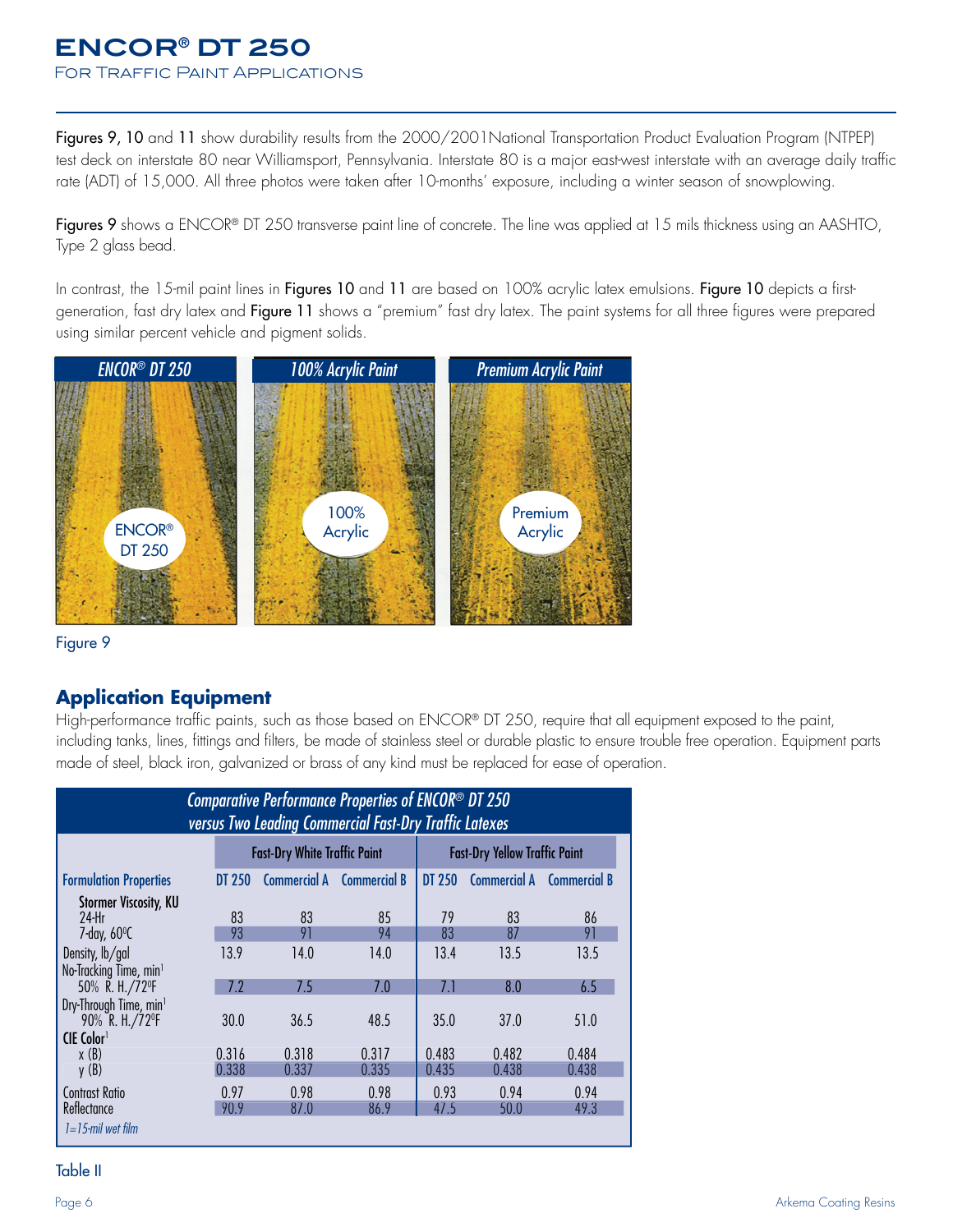# ENCOR® DT 250

## For Traffic Paint Applications

Figures 9, 10 and 11 show durability results from the 2000/2001National Transportation Product Evaluation Program (NTPEP) test deck on interstate 80 near Williamsport, Pennsylvania. Interstate 80 is a major east-west interstate with an average daily traffic rate (ADT) of 15,000. All three photos were taken after 10-months' exposure, including a winter season of snowplowing.

Figures 9 shows a ENCOR® DT 250 transverse paint line of concrete. The line was applied at 15 mils thickness using an AASHTO, Type 2 glass bead.

In contrast, the 15-mil paint lines in Figures 10 and 11 are based on 100% acrylic latex emulsions. Figure 10 depicts a first-generation, fast dry latex and Figure 11 shows a "premium" fast dry latex. The paint systems for all three figures were prepared using similar percent vehicle and pigment solids.

ENCOR® DT 250

100% Acrylic Paint

Premium Acrylic Paint

Figure 9

## Application Equipment

High-performance traffic paints, such as those based on ENCOR® DT 250, require that all equipment exposed to the paint, including tanks, lines, fittings and filters, be made of stainless steel or durable plastic to ensure trouble free operation. Equipment parts made of steel, black iron, galvanized or brass of any kind must be replaced for ease of operation.

**Comparative Performance Properties of ENCOR® DT 250 versus Two Leading Commercial Fast-Dry Traffic Latexes**

| | Fast-Dry White Traffic Paint | | | Fast-Dry Yellow Traffic Paint | | |
|---|---|---|---|---|---|---|
| Formulation Properties | DT 250 | Commercial A | Commercial B | DT 250 | Commercial A | Commercial B |
| **Stormer Viscosity, KU** | | | | | | |
| 24-Hr | 83 | 83 | 85 | 79 | 83 | 86 |
| 7-day, 60°C | 93 | 91 | 94 | 83 | 87 | 91 |
| Density, lb/gal | 13.9 | 14.0 | 14.0 | 13.4 | 13.5 | 13.5 |
| No-Tracking Time, min[1] 50% R. H./72°F | 7.2 | 7.5 | 7.0 | 7.1 | 8.0 | 6.5 |
| Dry-Through Time, min[1] 90% R. H./72°F | 30.0 | 36.5 | 48.5 | 35.0 | 37.0 | 51.0 |
| **CIE Color[1]** | | | | | | |
| x (B) | 0.316 | 0.318 | 0.317 | 0.483 | 0.482 | 0.484 |
| y (B) | 0.338 | 0.337 | 0.335 | 0.435 | 0.438 | 0.438 |
| Contrast Ratio | 0.97 | 0.98 | 0.98 | 0.93 | 0.94 | 0.94 |
| Reflectance | 90.9 | 87.0 | 86.9 | 47.5 | 50.0 | 49.3 |

*1=15-mil wet film*

Table II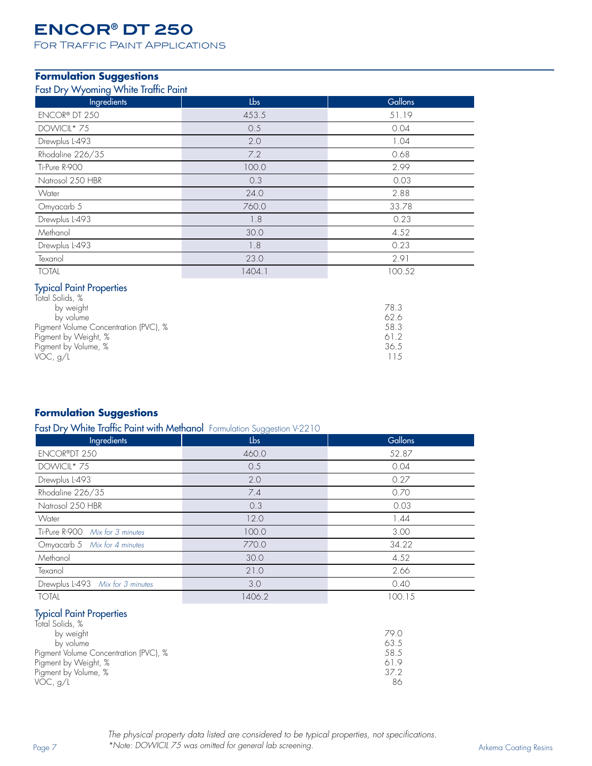# ENCOR® DT 250

For Traffic Paint Applications

## Formulation Suggestions

### Fast Dry Wyoming White Traffic Paint

| Ingredients | Lbs | Gallons |
|---|---|---|
| ENCOR® DT 250 | 453.5 | 51.19 |
| DOWICIL* 75 | 0.5 | 0.04 |
| Drewplus L-493 | 2.0 | 1.04 |
| Rhodaline 226/35 | 7.2 | 0.68 |
| Ti-Pure R-900 | 100.0 | 2.99 |
| Natrosol 250 HBR | 0.3 | 0.03 |
| Water | 24.0 | 2.88 |
| Omyacarb 5 | 760.0 | 33.78 |
| Drewplus L-493 | 1.8 | 0.23 |
| Methanol | 30.0 | 4.52 |
| Drewplus L-493 | 1.8 | 0.23 |
| Texanol | 23.0 | 2.91 |
| TOTAL | 1404.1 | 100.52 |

### Typical Paint Properties

| | |
|---|---|
| Total Solids, % | |
| by weight | 78.3 |
| by volume | 62.6 |
| Pigment Volume Concentration (PVC), % | 58.3 |
| Pigment by Weight, % | 61.2 |
| Pigment by Volume, % | 36.5 |
| VOC, g/L | 115 |

## Formulation Suggestions

### Fast Dry White Traffic Paint with Methanol Formulation Suggestion V-2210

| Ingredients | Lbs | Gallons |
|---|---|---|
| ENCOR®DT 250 | 460.0 | 52.87 |
| DOWICIL* 75 | 0.5 | 0.04 |
| Drewplus L-493 | 2.0 | 0.27 |
| Rhodaline 226/35 | 7.4 | 0.70 |
| Natrosol 250 HBR | 0.3 | 0.03 |
| Water | 12.0 | 1.44 |
| Ti-Pure R-900 *Mix for 3 minutes* | 100.0 | 3.00 |
| Omyacarb 5 *Mix for 4 minutes* | 770.0 | 34.22 |
| Methanol | 30.0 | 4.52 |
| Texanol | 21.0 | 2.66 |
| Drewplus L-493 *Mix for 3 minutes* | 3.0 | 0.40 |
| TOTAL | 1406.2 | 100.15 |

### Typical Paint Properties

| | |
|---|---|
| Total Solids, % | |
| by weight | 79.0 |
| by volume | 63.5 |
| Pigment Volume Concentration (PVC), % | 58.5 |
| Pigment by Weight, % | 61.9 |
| Pigment by Volume, % | 37.2 |
| VOC, g/L | 86 |

*The physical property data listed are considered to be typical properties, not specifications.*

*\*Note: DOWICIL 75 was omitted for general lab screening.*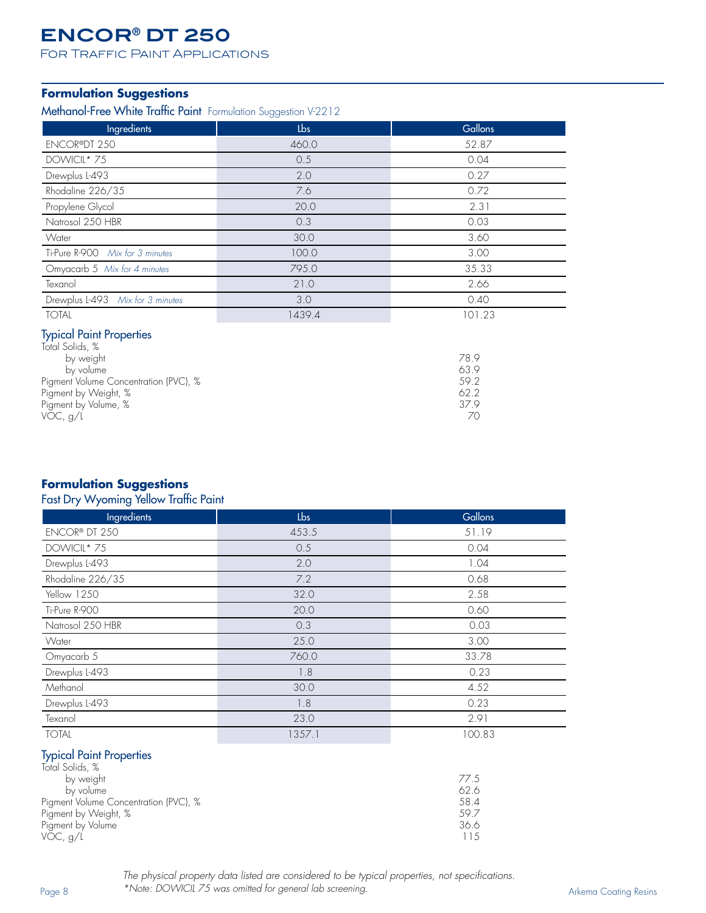# ENCOR® DT 250

For Traffic Paint Applications

## Formulation Suggestions

### Methanol-Free White Traffic Paint Formulation Suggestion V-2212

| Ingredients | Lbs | Gallons |
|---|---|---|
| ENCOR®DT 250 | 460.0 | 52.87 |
| DOWICIL* 75 | 0.5 | 0.04 |
| Drewplus L-493 | 2.0 | 0.27 |
| Rhodaline 226/35 | 7.6 | 0.72 |
| Propylene Glycol | 20.0 | 2.31 |
| Natrosol 250 HBR | 0.3 | 0.03 |
| Water | 30.0 | 3.60 |
| Ti-Pure R-900 *Mix for 3 minutes* | 100.0 | 3.00 |
| Omyacarb 5 *Mix for 4 minutes* | 795.0 | 35.33 |
| Texanol | 21.0 | 2.66 |
| Drewplus L-493 *Mix for 3 minutes* | 3.0 | 0.40 |
| TOTAL | 1439.4 | 101.23 |

### Typical Paint Properties

| | |
|---|---|
| Total Solids, % | |
| by weight | 78.9 |
| by volume | 63.9 |
| Pigment Volume Concentration (PVC), % | 59.2 |
| Pigment by Weight, % | 62.2 |
| Pigment by Volume, % | 37.9 |
| VOC, g/L | 70 |

## Formulation Suggestions

### Fast Dry Wyoming Yellow Traffic Paint

| Ingredients | Lbs | Gallons |
|---|---|---|
| ENCOR® DT 250 | 453.5 | 51.19 |
| DOWICIL* 75 | 0.5 | 0.04 |
| Drewplus L-493 | 2.0 | 1.04 |
| Rhodaline 226/35 | 7.2 | 0.68 |
| Yellow 1250 | 32.0 | 2.58 |
| Ti-Pure R-900 | 20.0 | 0.60 |
| Natrosol 250 HBR | 0.3 | 0.03 |
| Water | 25.0 | 3.00 |
| Omyacarb 5 | 760.0 | 33.78 |
| Drewplus L-493 | 1.8 | 0.23 |
| Methanol | 30.0 | 4.52 |
| Drewplus L-493 | 1.8 | 0.23 |
| Texanol | 23.0 | 2.91 |
| TOTAL | 1357.1 | 100.83 |

### Typical Paint Properties

| | |
|---|---|
| Total Solids, % | |
| by weight | 77.5 |
| by volume | 62.6 |
| Pigment Volume Concentration (PVC), % | 58.4 |
| Pigment by Weight, % | 59.7 |
| Pigment by Volume | 36.6 |
| VOC, g/L | 115 |

*The physical property data listed are considered to be typical properties, not specifications.*

**Note: DOWICIL 75 was omitted for general lab screening.*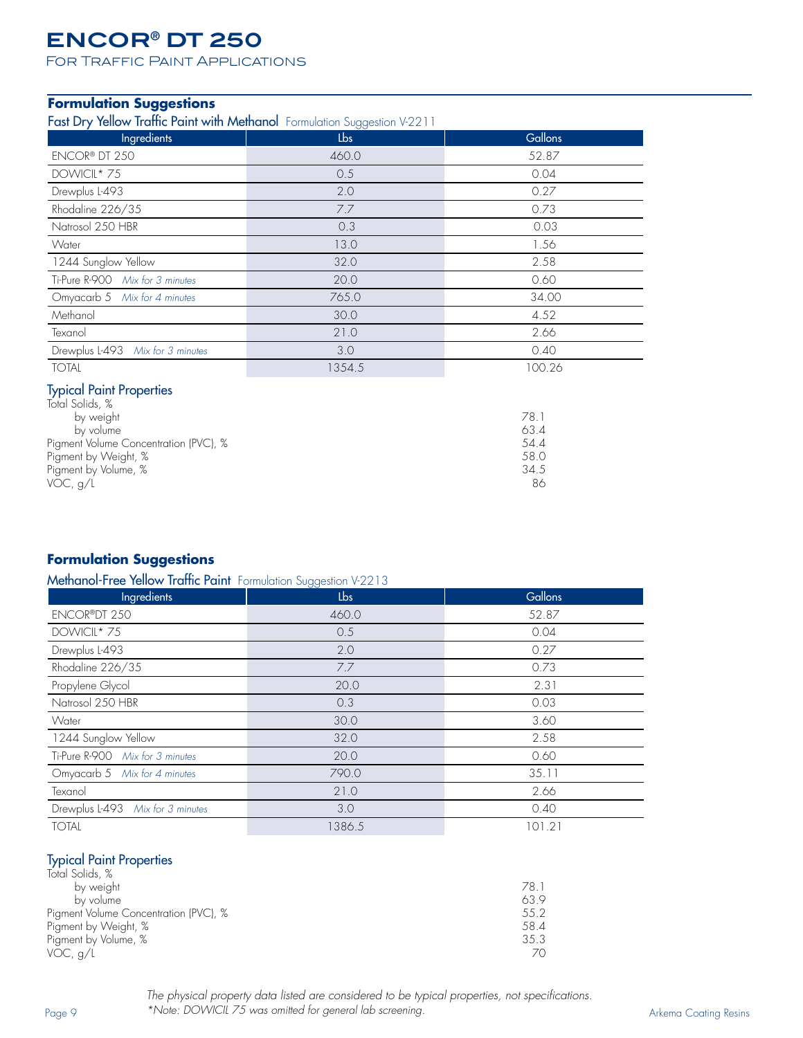# ENCOR® DT 250

For Traffic Paint Applications

## Formulation Suggestions

### Fast Dry Yellow Traffic Paint with Methanol Formulation Suggestion V-2211

| Ingredients | Lbs | Gallons |
|---|---|---|
| ENCOR® DT 250 | 460.0 | 52.87 |
| DOWICIL* 75 | 0.5 | 0.04 |
| Drewplus L-493 | 2.0 | 0.27 |
| Rhodaline 226/35 | 7.7 | 0.73 |
| Natrosol 250 HBR | 0.3 | 0.03 |
| Water | 13.0 | 1.56 |
| 1244 Sunglow Yellow | 32.0 | 2.58 |
| Ti-Pure R-900 *Mix for 3 minutes* | 20.0 | 0.60 |
| Omyacarb 5 *Mix for 4 minutes* | 765.0 | 34.00 |
| Methanol | 30.0 | 4.52 |
| Texanol | 21.0 | 2.66 |
| Drewplus L-493 *Mix for 3 minutes* | 3.0 | 0.40 |
| TOTAL | 1354.5 | 100.26 |

### Typical Paint Properties

| | |
|---|---|
| Total Solids, % | |
| by weight | 78.1 |
| by volume | 63.4 |
| Pigment Volume Concentration (PVC), % | 54.4 |
| Pigment by Weight, % | 58.0 |
| Pigment by Volume, % | 34.5 |
| VOC, g/L | 86 |

## Formulation Suggestions

### Methanol-Free Yellow Traffic Paint Formulation Suggestion V-2213

| Ingredients | Lbs | Gallons |
|---|---|---|
| ENCOR®DT 250 | 460.0 | 52.87 |
| DOWICIL* 75 | 0.5 | 0.04 |
| Drewplus L-493 | 2.0 | 0.27 |
| Rhodaline 226/35 | 7.7 | 0.73 |
| Propylene Glycol | 20.0 | 2.31 |
| Natrosol 250 HBR | 0.3 | 0.03 |
| Water | 30.0 | 3.60 |
| 1244 Sunglow Yellow | 32.0 | 2.58 |
| Ti-Pure R-900 *Mix for 3 minutes* | 20.0 | 0.60 |
| Omyacarb 5 *Mix for 4 minutes* | 790.0 | 35.11 |
| Texanol | 21.0 | 2.66 |
| Drewplus L-493 *Mix for 3 minutes* | 3.0 | 0.40 |
| TOTAL | 1386.5 | 101.21 |

### Typical Paint Properties

| | |
|---|---|
| Total Solids, % | |
| by weight | 78.1 |
| by volume | 63.9 |
| Pigment Volume Concentration (PVC), % | 55.2 |
| Pigment by Weight, % | 58.4 |
| Pigment by Volume, % | 35.3 |
| VOC, g/L | 70 |

*The physical property data listed are considered to be typical properties, not specifications.*

*\*Note: DOWICIL 75 was omitted for general lab screening.*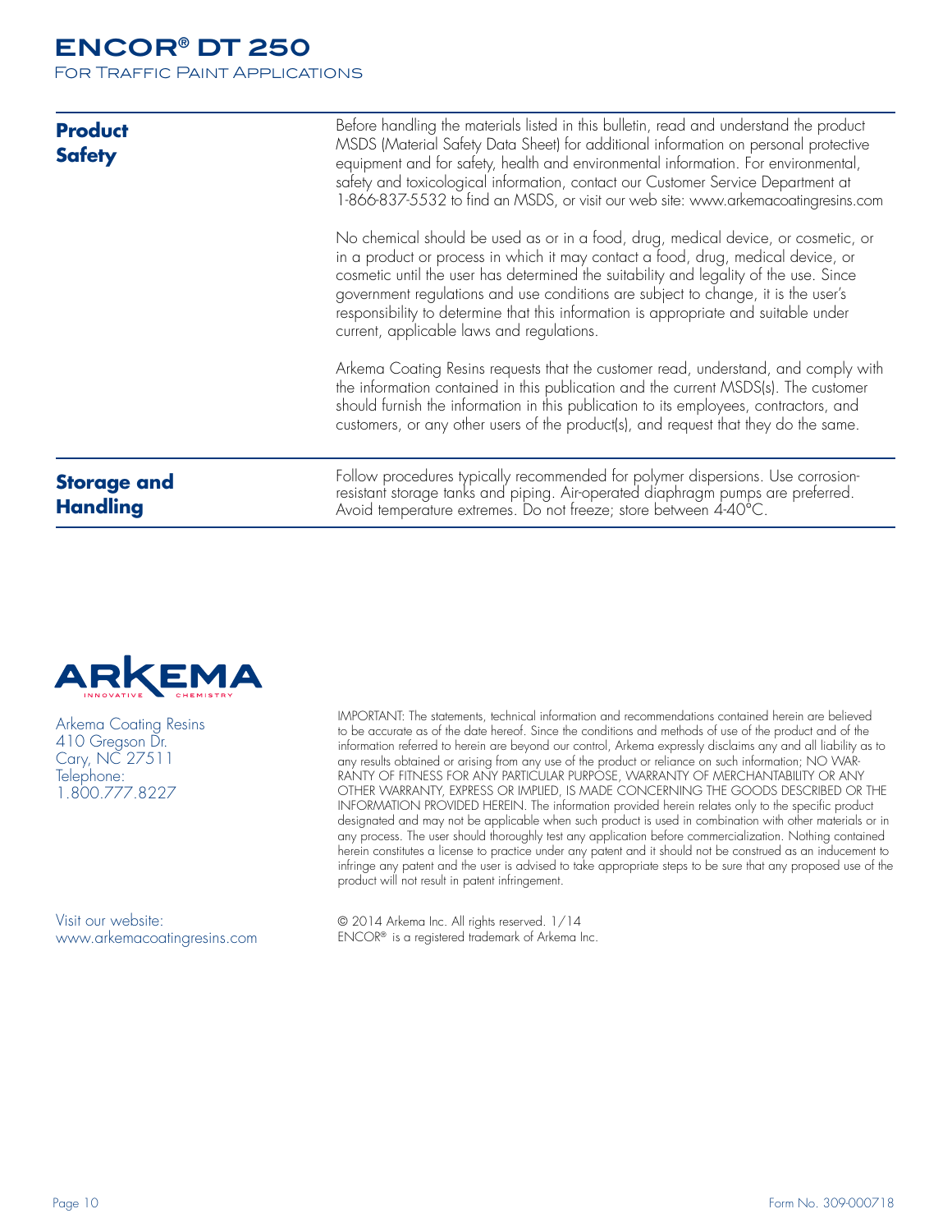# ENCOR® DT 250

For Traffic Paint Applications

## Product Safety

Before handling the materials listed in this bulletin, read and understand the product MSDS (Material Safety Data Sheet) for additional information on personal protective equipment and for safety, health and environmental information. For environmental, safety and toxicological information, contact our Customer Service Department at 1-866-837-5532 to find an MSDS, or visit our web site: www.arkemacoatingresins.com

No chemical should be used as or in a food, drug, medical device, or cosmetic, or in a product or process in which it may contact a food, drug, medical device, or cosmetic until the user has determined the suitability and legality of the use. Since government regulations and use conditions are subject to change, it is the user's responsibility to determine that this information is appropriate and suitable under current, applicable laws and regulations.

Arkema Coating Resins requests that the customer read, understand, and comply with the information contained in this publication and the current MSDS(s). The customer should furnish the information in this publication to its employees, contractors, and customers, or any other users of the product(s), and request that they do the same.

## Storage and Handling

Follow procedures typically recommended for polymer dispersions. Use corrosion-resistant storage tanks and piping. Air-operated diaphragm pumps are preferred. Avoid temperature extremes. Do not freeze; store between 4-40°C.

ARKEMA
INNOVATIVE CHEMISTRY

Arkema Coating Resins
410 Gregson Dr.
Cary, NC 27511
Telephone:
1.800.777.8227

IMPORTANT: The statements, technical information and recommendations contained herein are believed to be accurate as of the date hereof. Since the conditions and methods of use of the product and of the information referred to herein are beyond our control, Arkema expressly disclaims any and all liability as to any results obtained or arising from any use of the product or reliance on such information; NO WARRANTY OF FITNESS FOR ANY PARTICULAR PURPOSE, WARRANTY OF MERCHANTABILITY OR ANY OTHER WARRANTY, EXPRESS OR IMPLIED, IS MADE CONCERNING THE GOODS DESCRIBED OR THE INFORMATION PROVIDED HEREIN. The information provided herein relates only to the specific product designated and may not be applicable when such product is used in combination with other materials or in any process. The user should thoroughly test any application before commercialization. Nothing contained herein constitutes a license to practice under any patent and it should not be construed as an inducement to infringe any patent and the user is advised to take appropriate steps to be sure that any proposed use of the product will not result in patent infringement.

Visit our website:
www.arkemacoatingresins.com

© 2014 Arkema Inc. All rights reserved. 1/14
ENCOR® is a registered trademark of Arkema Inc.

Form No. 309-000718